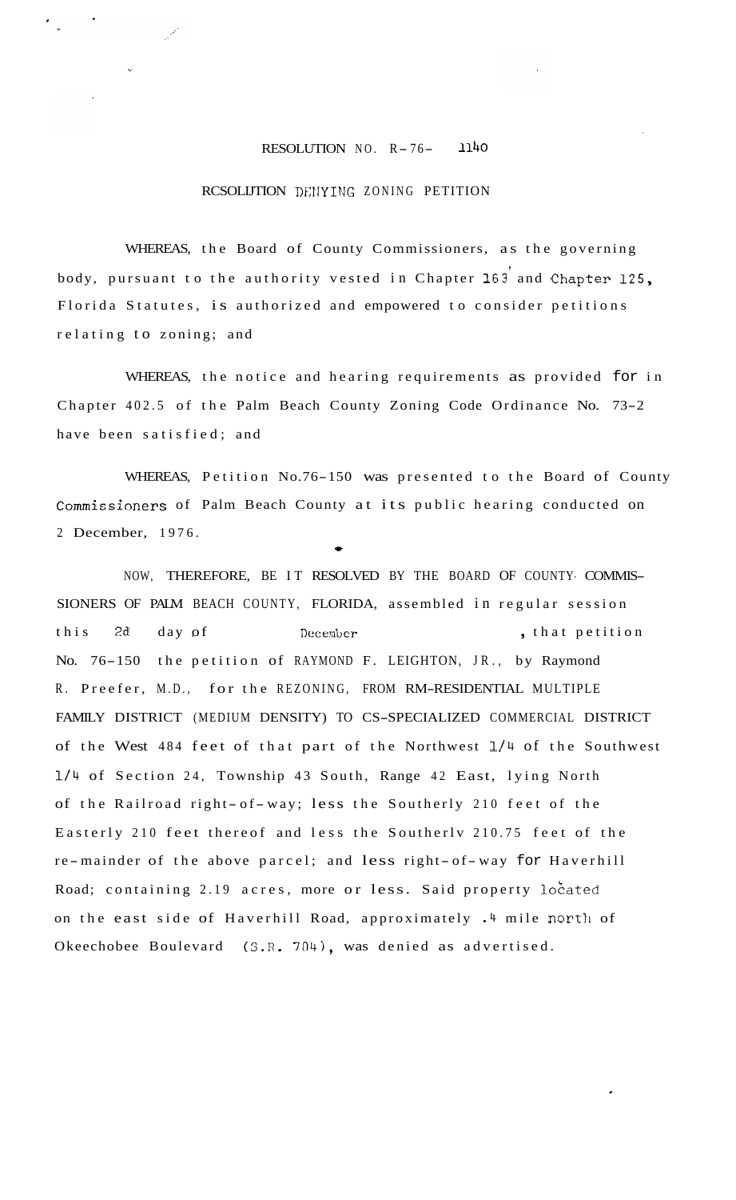RESOLUTION NO. R-76- 1140

RESOLUTION DENYING ZONING PETITION

WHEREAS, the Board of County Commissioners, as the governing body, pursuant to the authority vested in Chapter 163 and Chapter 125, Florida Statutes, is authorized and empowered to consider petitions relating to zoning; and

WHEREAS, the notice and hearing requirements as provided for in Chapter 402.5 of the Palm Beach County Zoning Code Ordinance No. 73-2 have been satisfied; and

WHEREAS, Petition No.76-150 was presented to the Board of County Commissioners of Palm Beach County at its public hearing conducted on 2 December, 1976.

NOW, THEREFORE, BE IT RESOLVED BY THE BOARD OF COUNTY COMMISSIONERS OF PALM BEACH COUNTY, FLORIDA, assembled in regular session this 2d day of December, that petition No. 76-150 the petition of RAYMOND F. LEIGHTON, JR., by Raymond R. Preefer, M.D., for the REZONING, FROM RM-RESIDENTIAL MULTIPLE FAMILY DISTRICT (MEDIUM DENSITY) TO CS-SPECIALIZED COMMERCIAL DISTRICT of the West 484 feet of that part of the Northwest 1/4 of the Southwest 1/4 of Section 24, Township 43 South, Range 42 East, lying North of the Railroad right-of-way; less the Southerly 210 feet of the Easterly 210 feet thereof and less the Southerlv 210.75 feet of the re-mainder of the above parcel; and less right-of-way for Haverhill Road; containing 2.19 acres, more or less. Said property located on the east side of Haverhill Road, approximately .4 mile north of Okeechobee Boulevard (S.R. 704), was denied as advertised.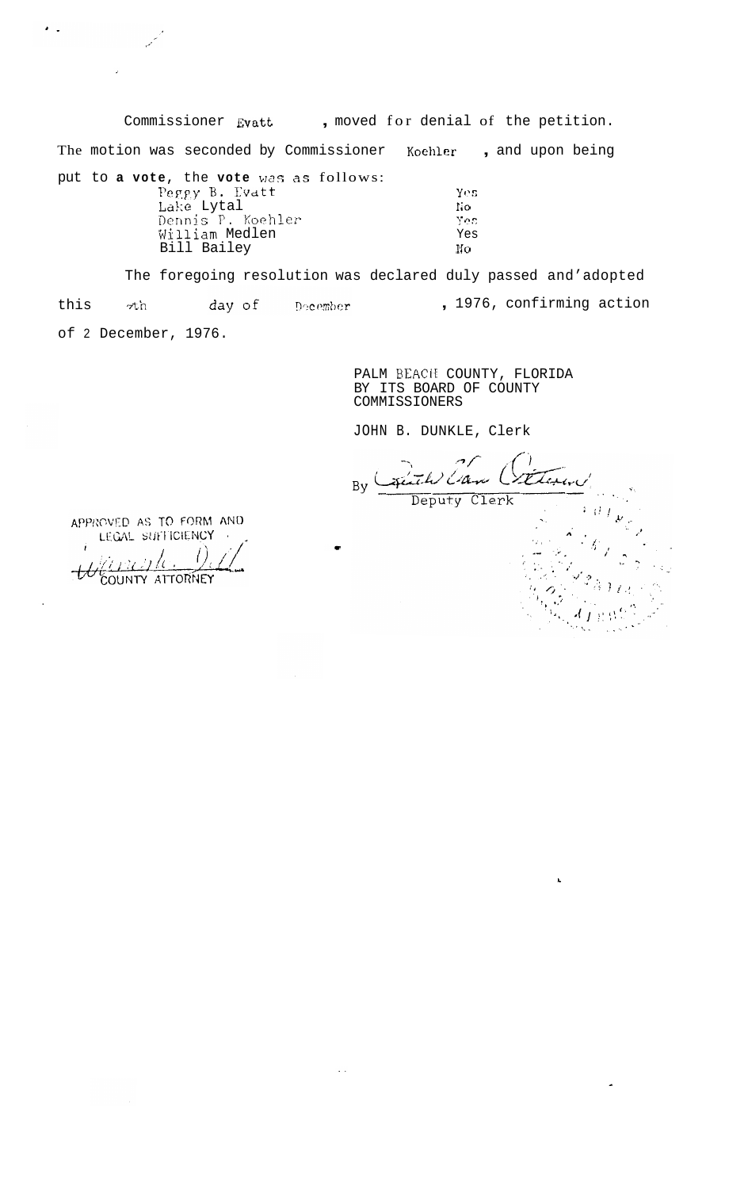Commissioner Evatt, moved for denial of the petition. The motion was seconded by Commissioner Koehler, and upon being put to a vote, the vote was as follows:

| | |
|---|---|
| Peggy B. Evatt | Yes |
| Lake Lytal | No |
| Dennis P. Koehler | Yes |
| William Medlen | Yes |
| Bill Bailey | No |

The foregoing resolution was declared duly passed and'adopted this 7th day of December, 1976, confirming action of 2 December, 1976.

PALM BEACH COUNTY, FLORIDA
BY ITS BOARD OF COUNTY COMMISSIONERS

JOHN B. DUNKLE, Clerk

By _______________
Deputy Clerk

APPROVED AS TO FORM AND LEGAL SUFFICIENCY

_______________
COUNTY ATTORNEY